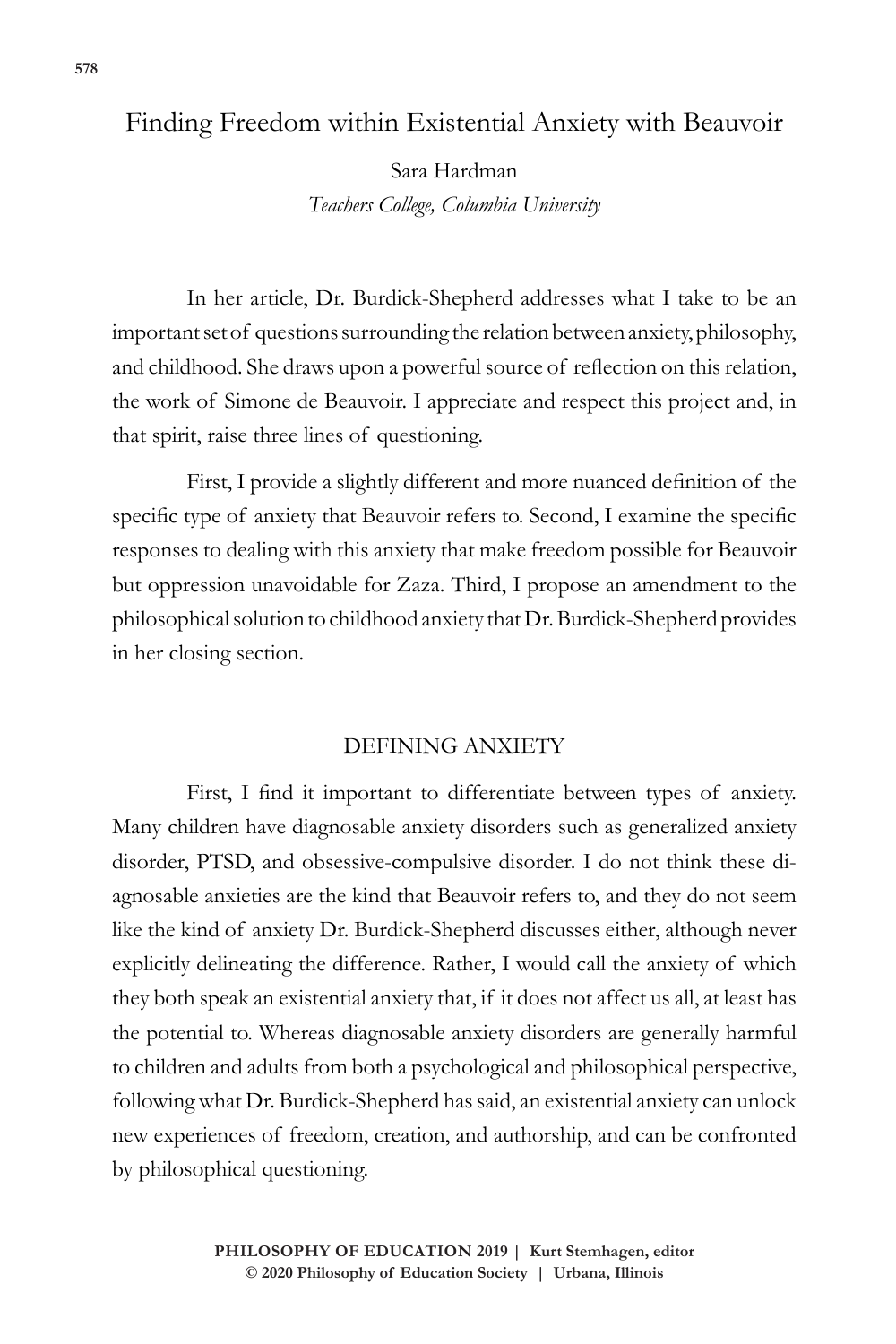# Finding Freedom within Existential Anxiety with Beauvoir

Sara Hardman

*Teachers College, Columbia University*

In her article, Dr. Burdick-Shepherd addresses what I take to be an important set of questions surrounding the relation between anxiety, philosophy, and childhood. She draws upon a powerful source of reflection on this relation, the work of Simone de Beauvoir. I appreciate and respect this project and, in that spirit, raise three lines of questioning.

First, I provide a slightly different and more nuanced definition of the specific type of anxiety that Beauvoir refers to. Second, I examine the specific responses to dealing with this anxiety that make freedom possible for Beauvoir but oppression unavoidable for Zaza. Third, I propose an amendment to the philosophical solution to childhood anxiety that Dr. Burdick-Shepherd provides in her closing section.

## DEFINING ANXIETY

First, I find it important to differentiate between types of anxiety. Many children have diagnosable anxiety disorders such as generalized anxiety disorder, PTSD, and obsessive-compulsive disorder. I do not think these diagnosable anxieties are the kind that Beauvoir refers to, and they do not seem like the kind of anxiety Dr. Burdick-Shepherd discusses either, although never explicitly delineating the difference. Rather, I would call the anxiety of which they both speak an existential anxiety that, if it does not affect us all, at least has the potential to. Whereas diagnosable anxiety disorders are generally harmful to children and adults from both a psychological and philosophical perspective, following what Dr. Burdick-Shepherd has said, an existential anxiety can unlock new experiences of freedom, creation, and authorship, and can be confronted by philosophical questioning.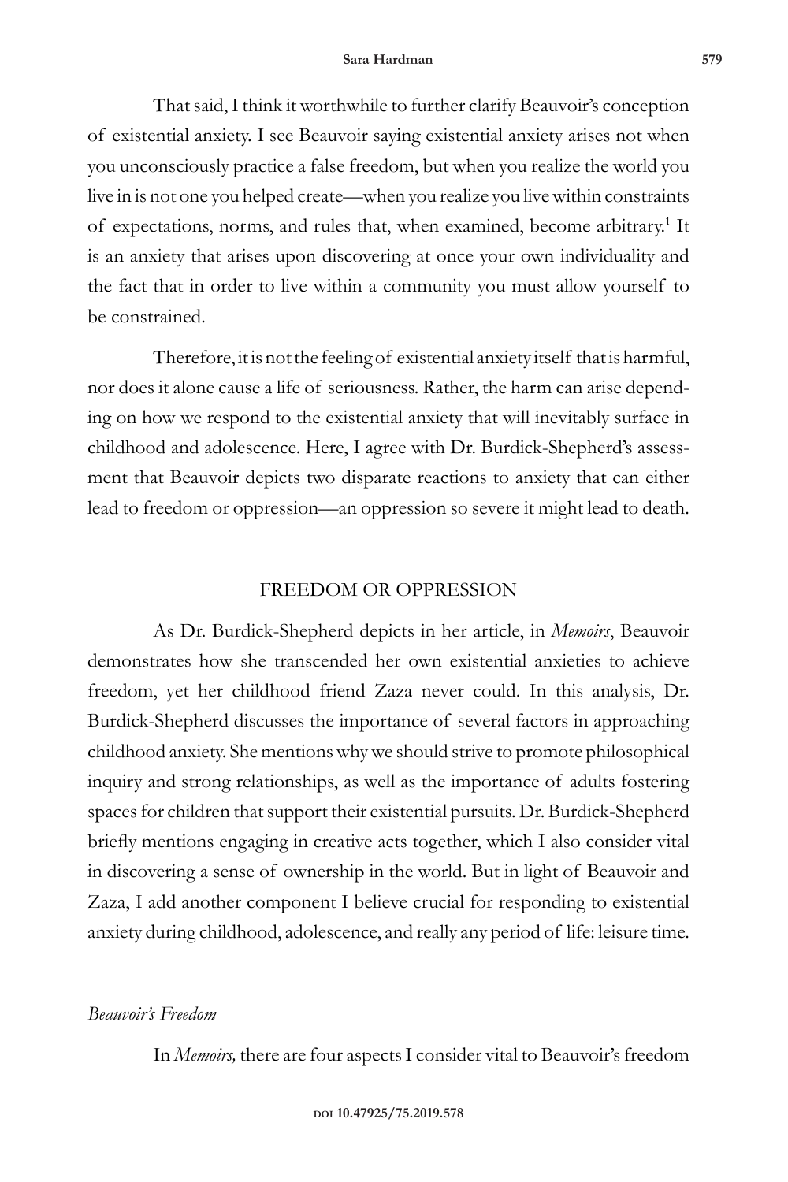That said, I think it worthwhile to further clarify Beauvoir's conception of existential anxiety. I see Beauvoir saying existential anxiety arises not when you unconsciously practice a false freedom, but when you realize the world you live in is not one you helped create—when you realize you live within constraints of expectations, norms, and rules that, when examined, become arbitrary.[1] It is an anxiety that arises upon discovering at once your own individuality and the fact that in order to live within a community you must allow yourself to be constrained.

Therefore, it is not the feeling of existential anxiety itself that is harmful, nor does it alone cause a life of seriousness. Rather, the harm can arise depending on how we respond to the existential anxiety that will inevitably surface in childhood and adolescence. Here, I agree with Dr. Burdick-Shepherd's assessment that Beauvoir depicts two disparate reactions to anxiety that can either lead to freedom or oppression—an oppression so severe it might lead to death.

## FREEDOM OR OPPRESSION

As Dr. Burdick-Shepherd depicts in her article, in *Memoirs*, Beauvoir demonstrates how she transcended her own existential anxieties to achieve freedom, yet her childhood friend Zaza never could. In this analysis, Dr. Burdick-Shepherd discusses the importance of several factors in approaching childhood anxiety. She mentions why we should strive to promote philosophical inquiry and strong relationships, as well as the importance of adults fostering spaces for children that support their existential pursuits. Dr. Burdick-Shepherd briefly mentions engaging in creative acts together, which I also consider vital in discovering a sense of ownership in the world. But in light of Beauvoir and Zaza, I add another component I believe crucial for responding to existential anxiety during childhood, adolescence, and really any period of life: leisure time.

### *Beauvoir's Freedom*

In *Memoirs,* there are four aspects I consider vital to Beauvoir's freedom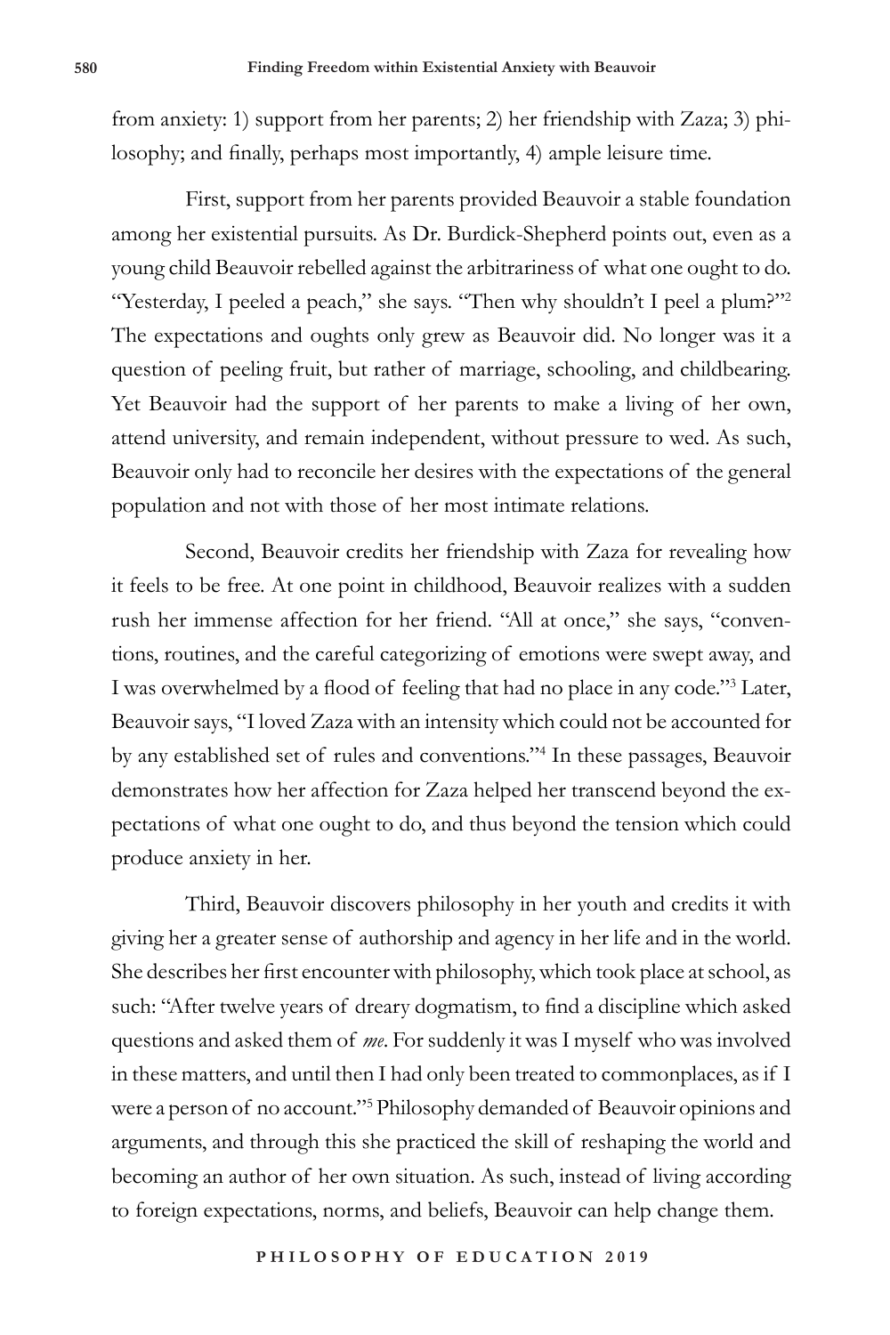from anxiety: 1) support from her parents; 2) her friendship with Zaza; 3) philosophy; and finally, perhaps most importantly, 4) ample leisure time.

First, support from her parents provided Beauvoir a stable foundation among her existential pursuits. As Dr. Burdick-Shepherd points out, even as a young child Beauvoir rebelled against the arbitrariness of what one ought to do. "Yesterday, I peeled a peach," she says. "Then why shouldn't I peel a plum?"[2] The expectations and oughts only grew as Beauvoir did. No longer was it a question of peeling fruit, but rather of marriage, schooling, and childbearing. Yet Beauvoir had the support of her parents to make a living of her own, attend university, and remain independent, without pressure to wed. As such, Beauvoir only had to reconcile her desires with the expectations of the general population and not with those of her most intimate relations.

Second, Beauvoir credits her friendship with Zaza for revealing how it feels to be free. At one point in childhood, Beauvoir realizes with a sudden rush her immense affection for her friend. "All at once," she says, "conventions, routines, and the careful categorizing of emotions were swept away, and I was overwhelmed by a flood of feeling that had no place in any code."[3] Later, Beauvoir says, "I loved Zaza with an intensity which could not be accounted for by any established set of rules and conventions."[4] In these passages, Beauvoir demonstrates how her affection for Zaza helped her transcend beyond the expectations of what one ought to do, and thus beyond the tension which could produce anxiety in her.

Third, Beauvoir discovers philosophy in her youth and credits it with giving her a greater sense of authorship and agency in her life and in the world. She describes her first encounter with philosophy, which took place at school, as such: "After twelve years of dreary dogmatism, to find a discipline which asked questions and asked them of *me*. For suddenly it was I myself who was involved in these matters, and until then I had only been treated to commonplaces, as if I were a person of no account."[5] Philosophy demanded of Beauvoir opinions and arguments, and through this she practiced the skill of reshaping the world and becoming an author of her own situation. As such, instead of living according to foreign expectations, norms, and beliefs, Beauvoir can help change them.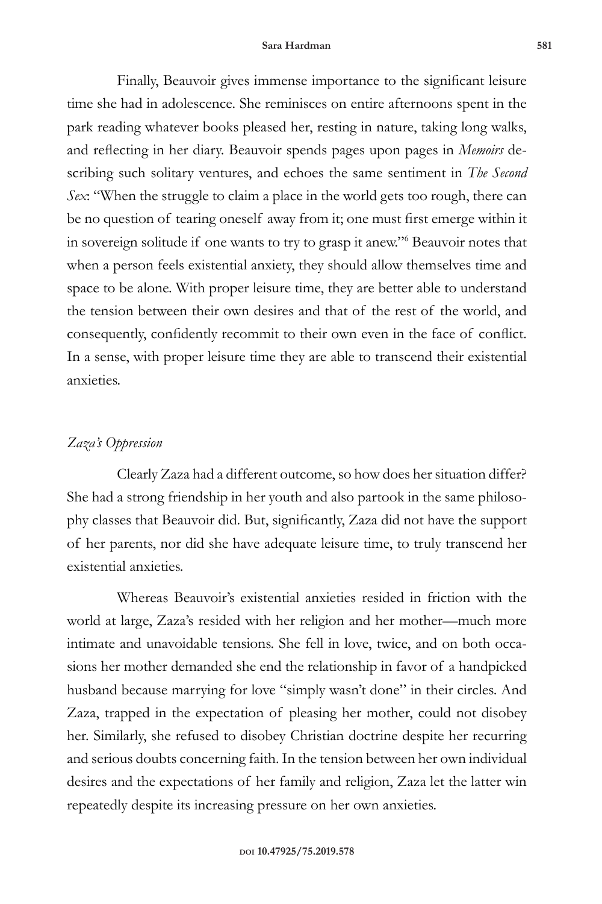Finally, Beauvoir gives immense importance to the significant leisure time she had in adolescence. She reminisces on entire afternoons spent in the park reading whatever books pleased her, resting in nature, taking long walks, and reflecting in her diary. Beauvoir spends pages upon pages in *Memoirs* describing such solitary ventures, and echoes the same sentiment in *The Second Sex*: "When the struggle to claim a place in the world gets too rough, there can be no question of tearing oneself away from it; one must first emerge within it in sovereign solitude if one wants to try to grasp it anew."[6] Beauvoir notes that when a person feels existential anxiety, they should allow themselves time and space to be alone. With proper leisure time, they are better able to understand the tension between their own desires and that of the rest of the world, and consequently, confidently recommit to their own even in the face of conflict. In a sense, with proper leisure time they are able to transcend their existential anxieties.

### *Zaza's Oppression*

Clearly Zaza had a different outcome, so how does her situation differ? She had a strong friendship in her youth and also partook in the same philosophy classes that Beauvoir did. But, significantly, Zaza did not have the support of her parents, nor did she have adequate leisure time, to truly transcend her existential anxieties.

Whereas Beauvoir's existential anxieties resided in friction with the world at large, Zaza's resided with her religion and her mother—much more intimate and unavoidable tensions. She fell in love, twice, and on both occasions her mother demanded she end the relationship in favor of a handpicked husband because marrying for love "simply wasn't done" in their circles. And Zaza, trapped in the expectation of pleasing her mother, could not disobey her. Similarly, she refused to disobey Christian doctrine despite her recurring and serious doubts concerning faith. In the tension between her own individual desires and the expectations of her family and religion, Zaza let the latter win repeatedly despite its increasing pressure on her own anxieties.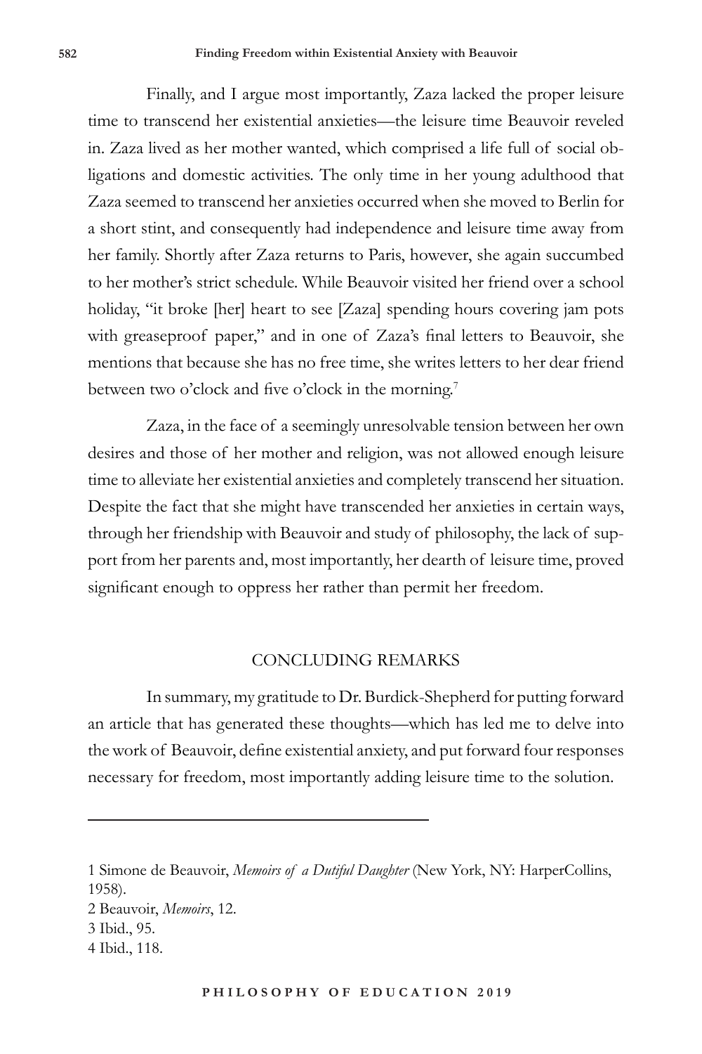Finally, and I argue most importantly, Zaza lacked the proper leisure time to transcend her existential anxieties—the leisure time Beauvoir reveled in. Zaza lived as her mother wanted, which comprised a life full of social obligations and domestic activities. The only time in her young adulthood that Zaza seemed to transcend her anxieties occurred when she moved to Berlin for a short stint, and consequently had independence and leisure time away from her family. Shortly after Zaza returns to Paris, however, she again succumbed to her mother's strict schedule. While Beauvoir visited her friend over a school holiday, "it broke [her] heart to see [Zaza] spending hours covering jam pots with greaseproof paper," and in one of Zaza's final letters to Beauvoir, she mentions that because she has no free time, she writes letters to her dear friend between two o'clock and five o'clock in the morning.[7]

Zaza, in the face of a seemingly unresolvable tension between her own desires and those of her mother and religion, was not allowed enough leisure time to alleviate her existential anxieties and completely transcend her situation. Despite the fact that she might have transcended her anxieties in certain ways, through her friendship with Beauvoir and study of philosophy, the lack of support from her parents and, most importantly, her dearth of leisure time, proved significant enough to oppress her rather than permit her freedom.

## CONCLUDING REMARKS

In summary, my gratitude to Dr. Burdick-Shepherd for putting forward an article that has generated these thoughts—which has led me to delve into the work of Beauvoir, define existential anxiety, and put forward four responses necessary for freedom, most importantly adding leisure time to the solution.

---

1 Simone de Beauvoir, *Memoirs of a Dutiful Daughter* (New York, NY: HarperCollins, 1958).

2 Beauvoir, *Memoirs*, 12.

3 Ibid., 95.

4 Ibid., 118.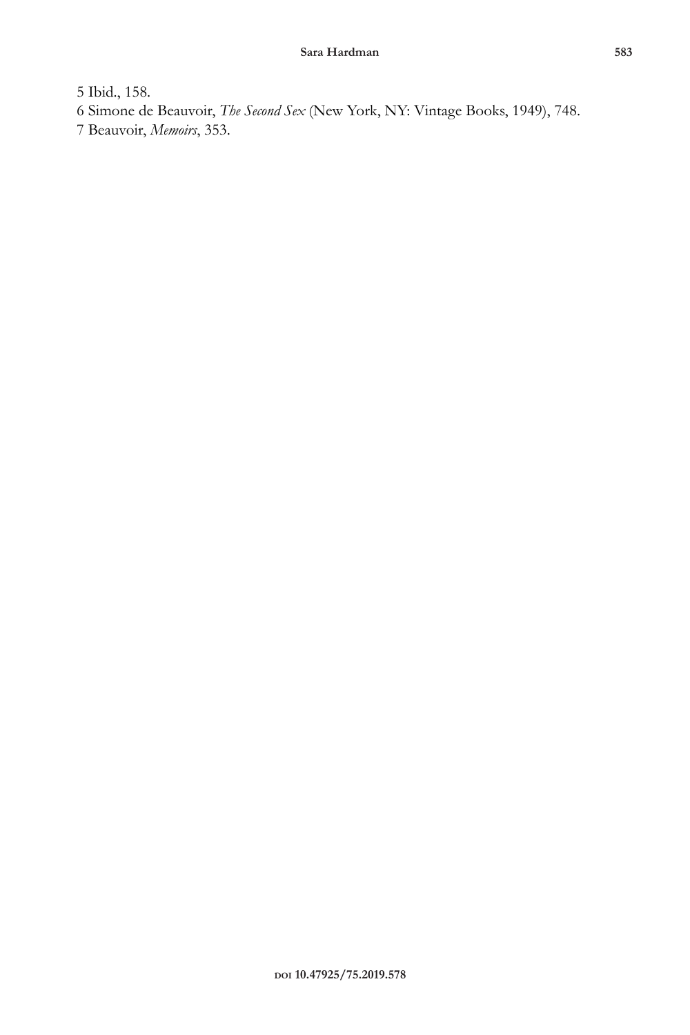5 Ibid., 158.

6 Simone de Beauvoir, *The Second Sex* (New York, NY: Vintage Books, 1949), 748.

7 Beauvoir, *Memoirs*, 353.